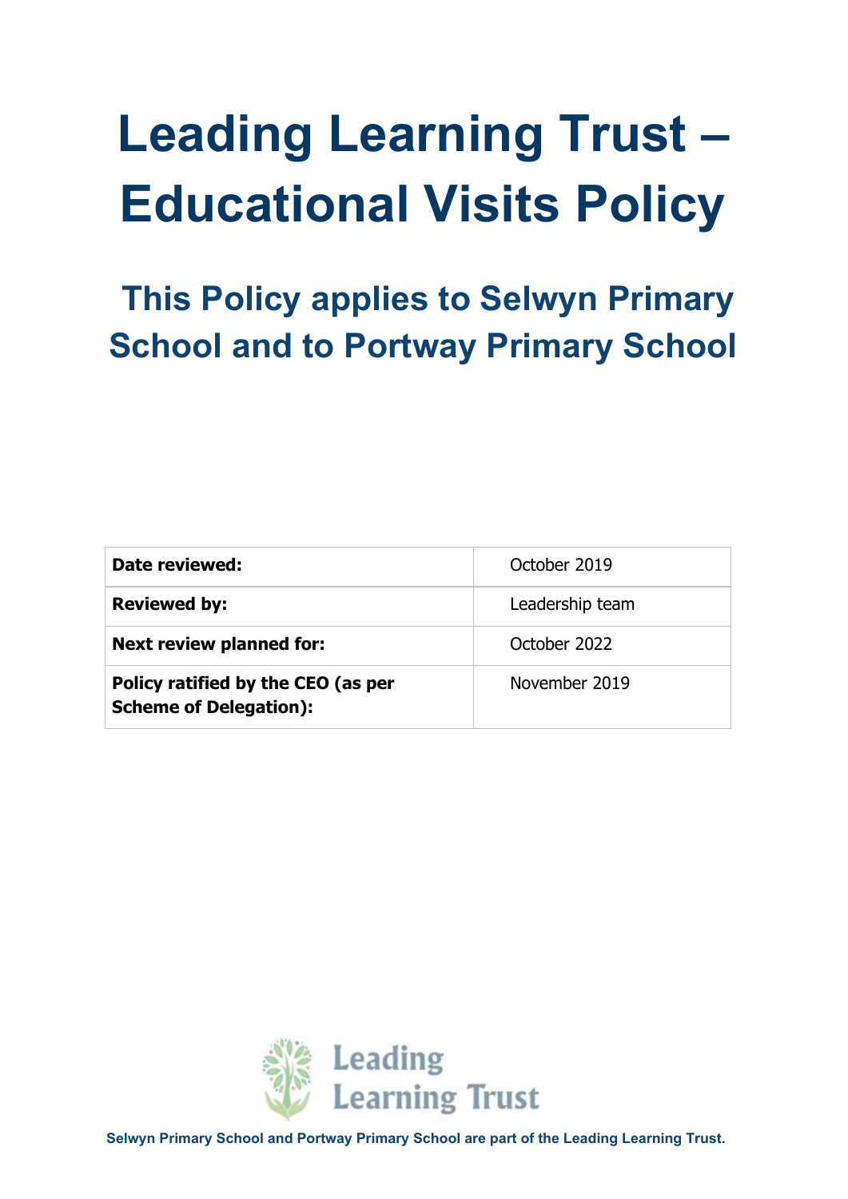# Leading Learning Trust – Educational Visits Policy

## This Policy applies to Selwyn Primary School and to Portway Primary School

| | |
|---|---|
| **Date reviewed:** | October 2019 |
| **Reviewed by:** | Leadership team |
| **Next review planned for:** | October 2022 |
| **Policy ratified by the CEO (as per Scheme of Delegation):** | November 2019 |

Leading Learning Trust

**Selwyn Primary School and Portway Primary School are part of the Leading Learning Trust.**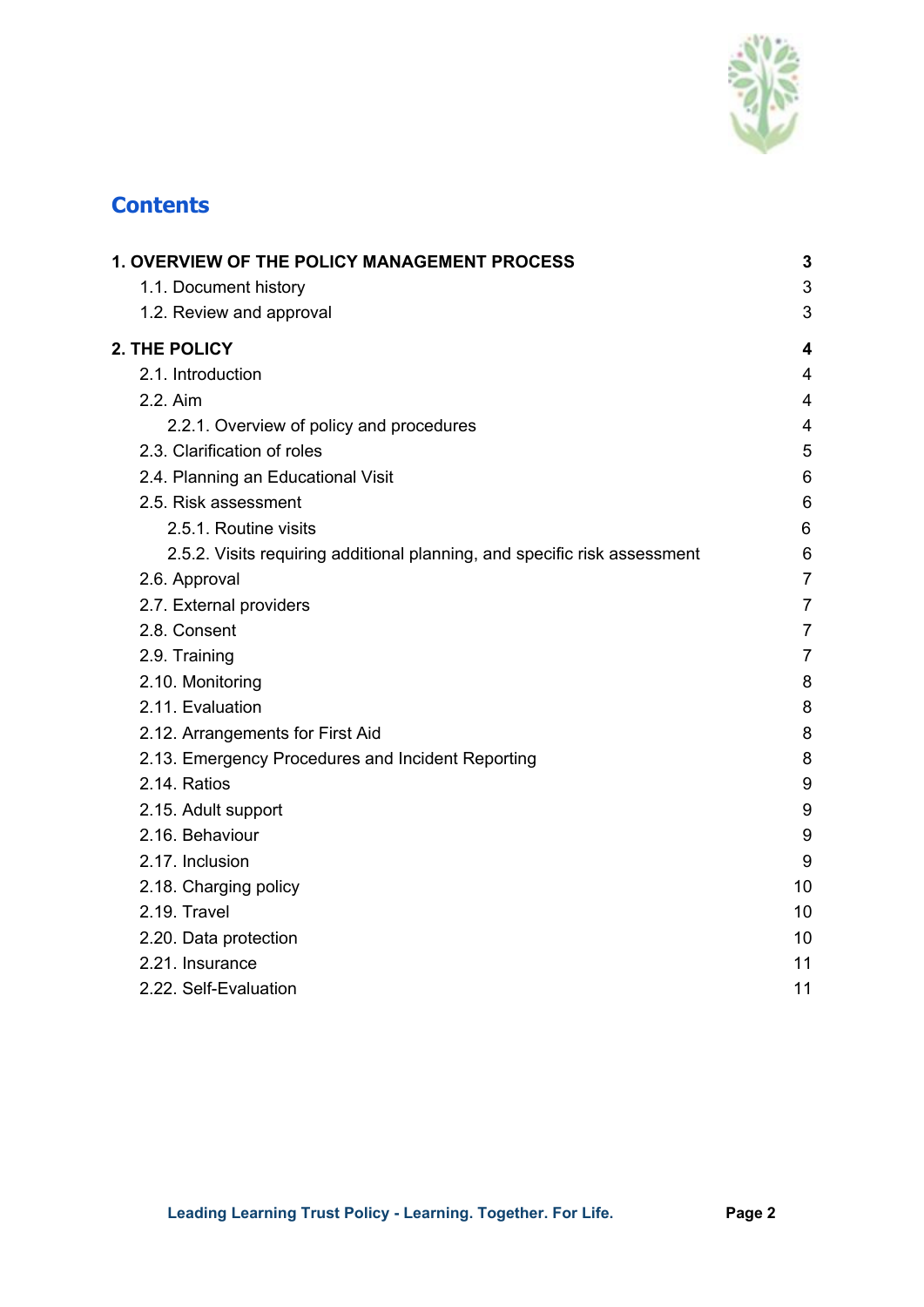## Contents

| | |
|---|---|
| **1. OVERVIEW OF THE POLICY MANAGEMENT PROCESS** | **3** |
| 1.1. Document history | 3 |
| 1.2. Review and approval | 3 |
| **2. THE POLICY** | **4** |
| 2.1. Introduction | 4 |
| 2.2. Aim | 4 |
| 2.2.1. Overview of policy and procedures | 4 |
| 2.3. Clarification of roles | 5 |
| 2.4. Planning an Educational Visit | 6 |
| 2.5. Risk assessment | 6 |
| 2.5.1. Routine visits | 6 |
| 2.5.2. Visits requiring additional planning, and specific risk assessment | 6 |
| 2.6. Approval | 7 |
| 2.7. External providers | 7 |
| 2.8. Consent | 7 |
| 2.9. Training | 7 |
| 2.10. Monitoring | 8 |
| 2.11. Evaluation | 8 |
| 2.12. Arrangements for First Aid | 8 |
| 2.13. Emergency Procedures and Incident Reporting | 8 |
| 2.14. Ratios | 9 |
| 2.15. Adult support | 9 |
| 2.16. Behaviour | 9 |
| 2.17. Inclusion | 9 |
| 2.18. Charging policy | 10 |
| 2.19. Travel | 10 |
| 2.20. Data protection | 10 |
| 2.21. Insurance | 11 |
| 2.22. Self-Evaluation | 11 |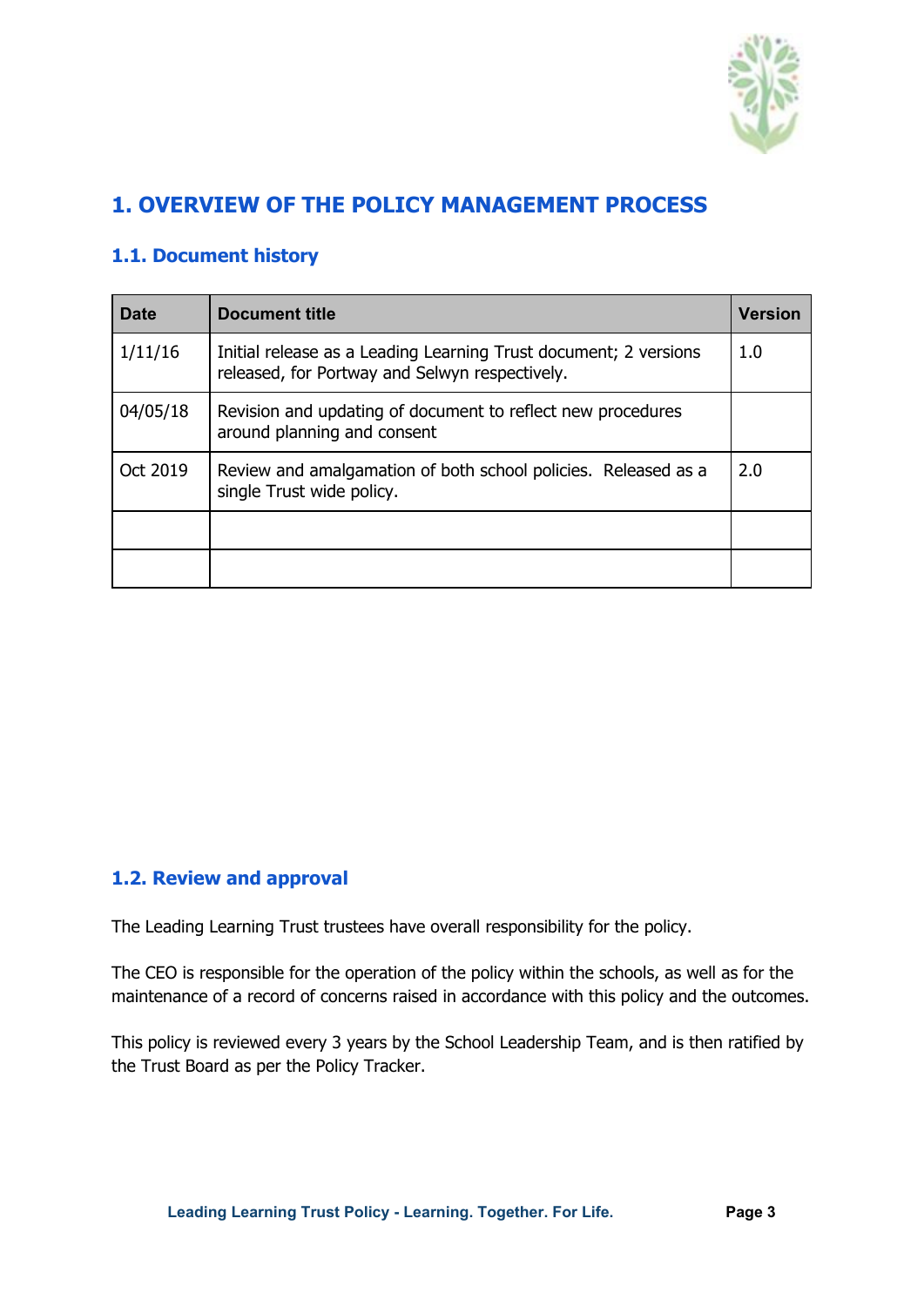# 1. OVERVIEW OF THE POLICY MANAGEMENT PROCESS

## 1.1. Document history

| Date | Document title | Version |
|---|---|---|
| 1/11/16 | Initial release as a Leading Learning Trust document; 2 versions released, for Portway and Selwyn respectively. | 1.0 |
| 04/05/18 | Revision and updating of document to reflect new procedures around planning and consent | |
| Oct 2019 | Review and amalgamation of both school policies. Released as a single Trust wide policy. | 2.0 |
| | | |
| | | |

## 1.2. Review and approval

The Leading Learning Trust trustees have overall responsibility for the policy.

The CEO is responsible for the operation of the policy within the schools, as well as for the maintenance of a record of concerns raised in accordance with this policy and the outcomes.

This policy is reviewed every 3 years by the School Leadership Team, and is then ratified by the Trust Board as per the Policy Tracker.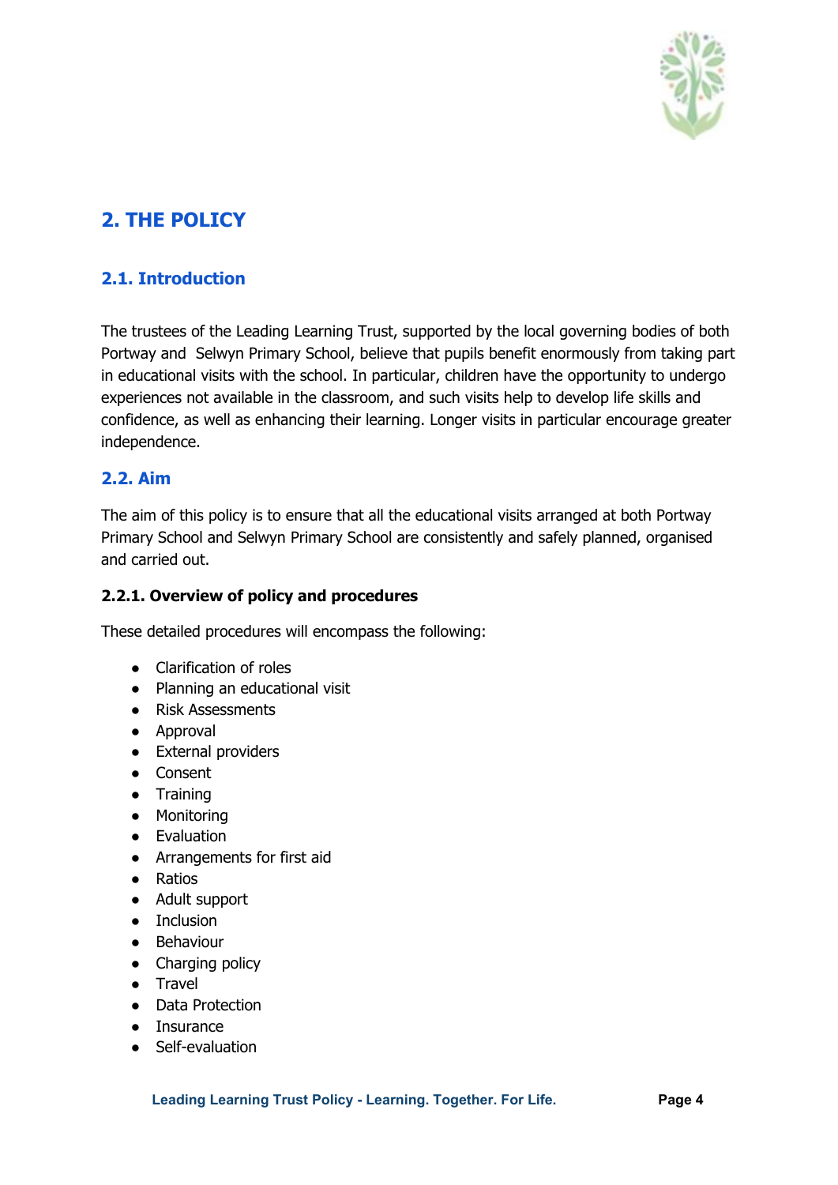# 2. THE POLICY

## 2.1. Introduction

The trustees of the Leading Learning Trust, supported by the local governing bodies of both Portway and Selwyn Primary School, believe that pupils benefit enormously from taking part in educational visits with the school. In particular, children have the opportunity to undergo experiences not available in the classroom, and such visits help to develop life skills and confidence, as well as enhancing their learning. Longer visits in particular encourage greater independence.

## 2.2. Aim

The aim of this policy is to ensure that all the educational visits arranged at both Portway Primary School and Selwyn Primary School are consistently and safely planned, organised and carried out.

### 2.2.1. Overview of policy and procedures

These detailed procedures will encompass the following:

- Clarification of roles
- Planning an educational visit
- Risk Assessments
- Approval
- External providers
- Consent
- Training
- Monitoring
- Evaluation
- Arrangements for first aid
- Ratios
- Adult support
- Inclusion
- Behaviour
- Charging policy
- Travel
- Data Protection
- Insurance
- Self-evaluation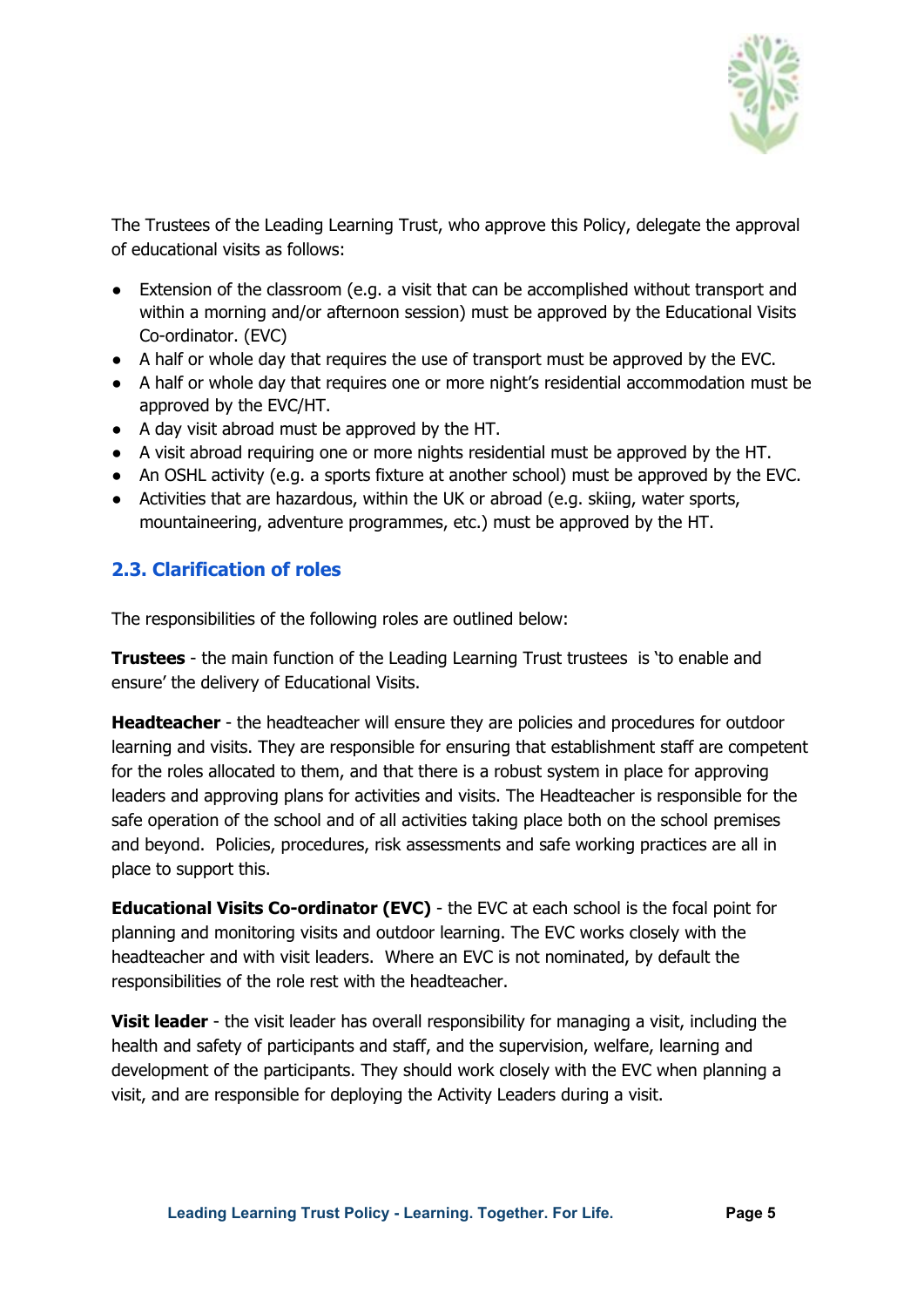The Trustees of the Leading Learning Trust, who approve this Policy, delegate the approval of educational visits as follows:

- Extension of the classroom (e.g. a visit that can be accomplished without transport and within a morning and/or afternoon session) must be approved by the Educational Visits Co-ordinator. (EVC)
- A half or whole day that requires the use of transport must be approved by the EVC.
- A half or whole day that requires one or more night's residential accommodation must be approved by the EVC/HT.
- A day visit abroad must be approved by the HT.
- A visit abroad requiring one or more nights residential must be approved by the HT.
- An OSHL activity (e.g. a sports fixture at another school) must be approved by the EVC.
- Activities that are hazardous, within the UK or abroad (e.g. skiing, water sports, mountaineering, adventure programmes, etc.) must be approved by the HT.

### 2.3. Clarification of roles

The responsibilities of the following roles are outlined below:

**Trustees** - the main function of the Leading Learning Trust trustees is 'to enable and ensure' the delivery of Educational Visits.

**Headteacher** - the headteacher will ensure they are policies and procedures for outdoor learning and visits. They are responsible for ensuring that establishment staff are competent for the roles allocated to them, and that there is a robust system in place for approving leaders and approving plans for activities and visits. The Headteacher is responsible for the safe operation of the school and of all activities taking place both on the school premises and beyond. Policies, procedures, risk assessments and safe working practices are all in place to support this.

**Educational Visits Co-ordinator (EVC)** - the EVC at each school is the focal point for planning and monitoring visits and outdoor learning. The EVC works closely with the headteacher and with visit leaders. Where an EVC is not nominated, by default the responsibilities of the role rest with the headteacher.

**Visit leader** - the visit leader has overall responsibility for managing a visit, including the health and safety of participants and staff, and the supervision, welfare, learning and development of the participants. They should work closely with the EVC when planning a visit, and are responsible for deploying the Activity Leaders during a visit.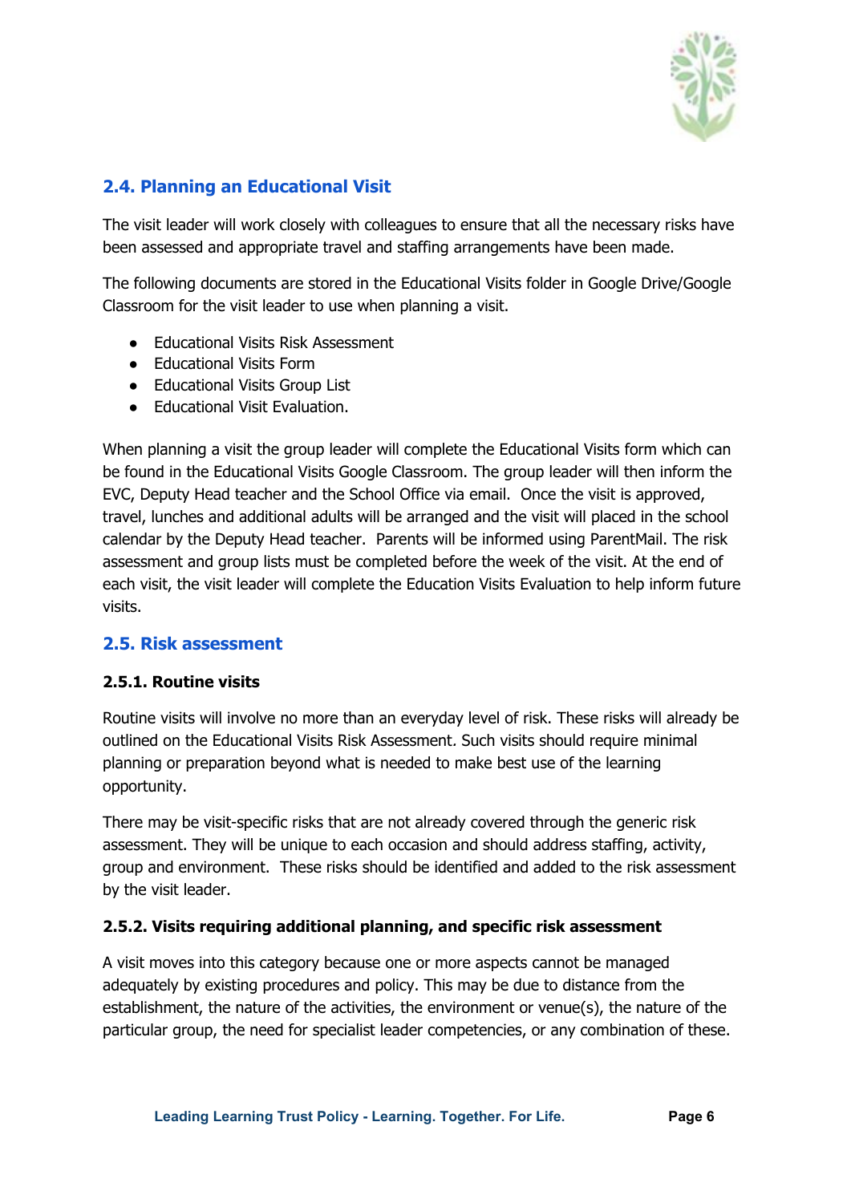## 2.4. Planning an Educational Visit

The visit leader will work closely with colleagues to ensure that all the necessary risks have been assessed and appropriate travel and staffing arrangements have been made.

The following documents are stored in the Educational Visits folder in Google Drive/Google Classroom for the visit leader to use when planning a visit.

- Educational Visits Risk Assessment
- Educational Visits Form
- Educational Visits Group List
- Educational Visit Evaluation.

When planning a visit the group leader will complete the Educational Visits form which can be found in the Educational Visits Google Classroom. The group leader will then inform the EVC, Deputy Head teacher and the School Office via email. Once the visit is approved, travel, lunches and additional adults will be arranged and the visit will placed in the school calendar by the Deputy Head teacher. Parents will be informed using ParentMail. The risk assessment and group lists must be completed before the week of the visit. At the end of each visit, the visit leader will complete the Education Visits Evaluation to help inform future visits.

## 2.5. Risk assessment

### 2.5.1. Routine visits

Routine visits will involve no more than an everyday level of risk. These risks will already be outlined on the Educational Visits Risk Assessment. Such visits should require minimal planning or preparation beyond what is needed to make best use of the learning opportunity.

There may be visit-specific risks that are not already covered through the generic risk assessment. They will be unique to each occasion and should address staffing, activity, group and environment. These risks should be identified and added to the risk assessment by the visit leader.

### 2.5.2. Visits requiring additional planning, and specific risk assessment

A visit moves into this category because one or more aspects cannot be managed adequately by existing procedures and policy. This may be due to distance from the establishment, the nature of the activities, the environment or venue(s), the nature of the particular group, the need for specialist leader competencies, or any combination of these.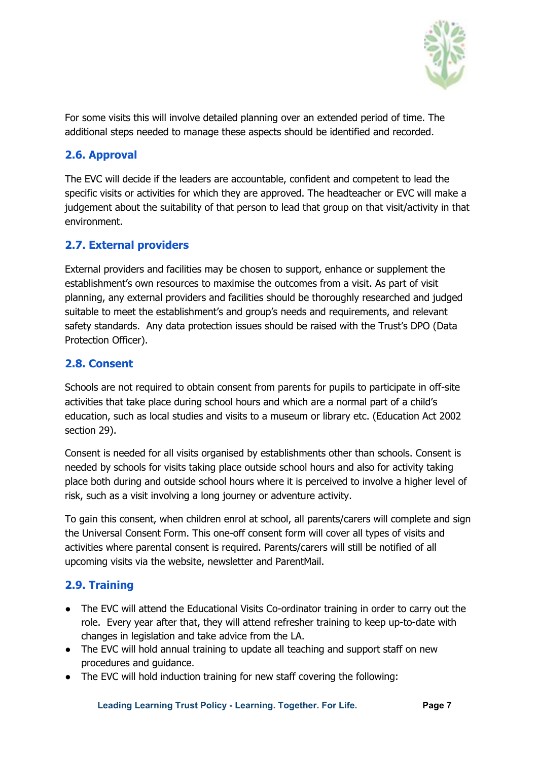For some visits this will involve detailed planning over an extended period of time. The additional steps needed to manage these aspects should be identified and recorded.

## 2.6. Approval

The EVC will decide if the leaders are accountable, confident and competent to lead the specific visits or activities for which they are approved. The headteacher or EVC will make a judgement about the suitability of that person to lead that group on that visit/activity in that environment.

## 2.7. External providers

External providers and facilities may be chosen to support, enhance or supplement the establishment's own resources to maximise the outcomes from a visit. As part of visit planning, any external providers and facilities should be thoroughly researched and judged suitable to meet the establishment's and group's needs and requirements, and relevant safety standards. Any data protection issues should be raised with the Trust's DPO (Data Protection Officer).

## 2.8. Consent

Schools are not required to obtain consent from parents for pupils to participate in off-site activities that take place during school hours and which are a normal part of a child's education, such as local studies and visits to a museum or library etc. (Education Act 2002 section 29).

Consent is needed for all visits organised by establishments other than schools. Consent is needed by schools for visits taking place outside school hours and also for activity taking place both during and outside school hours where it is perceived to involve a higher level of risk, such as a visit involving a long journey or adventure activity.

To gain this consent, when children enrol at school, all parents/carers will complete and sign the Universal Consent Form. This one-off consent form will cover all types of visits and activities where parental consent is required. Parents/carers will still be notified of all upcoming visits via the website, newsletter and ParentMail.

## 2.9. Training

- The EVC will attend the Educational Visits Co-ordinator training in order to carry out the role. Every year after that, they will attend refresher training to keep up-to-date with changes in legislation and take advice from the LA.
- The EVC will hold annual training to update all teaching and support staff on new procedures and guidance.
- The EVC will hold induction training for new staff covering the following: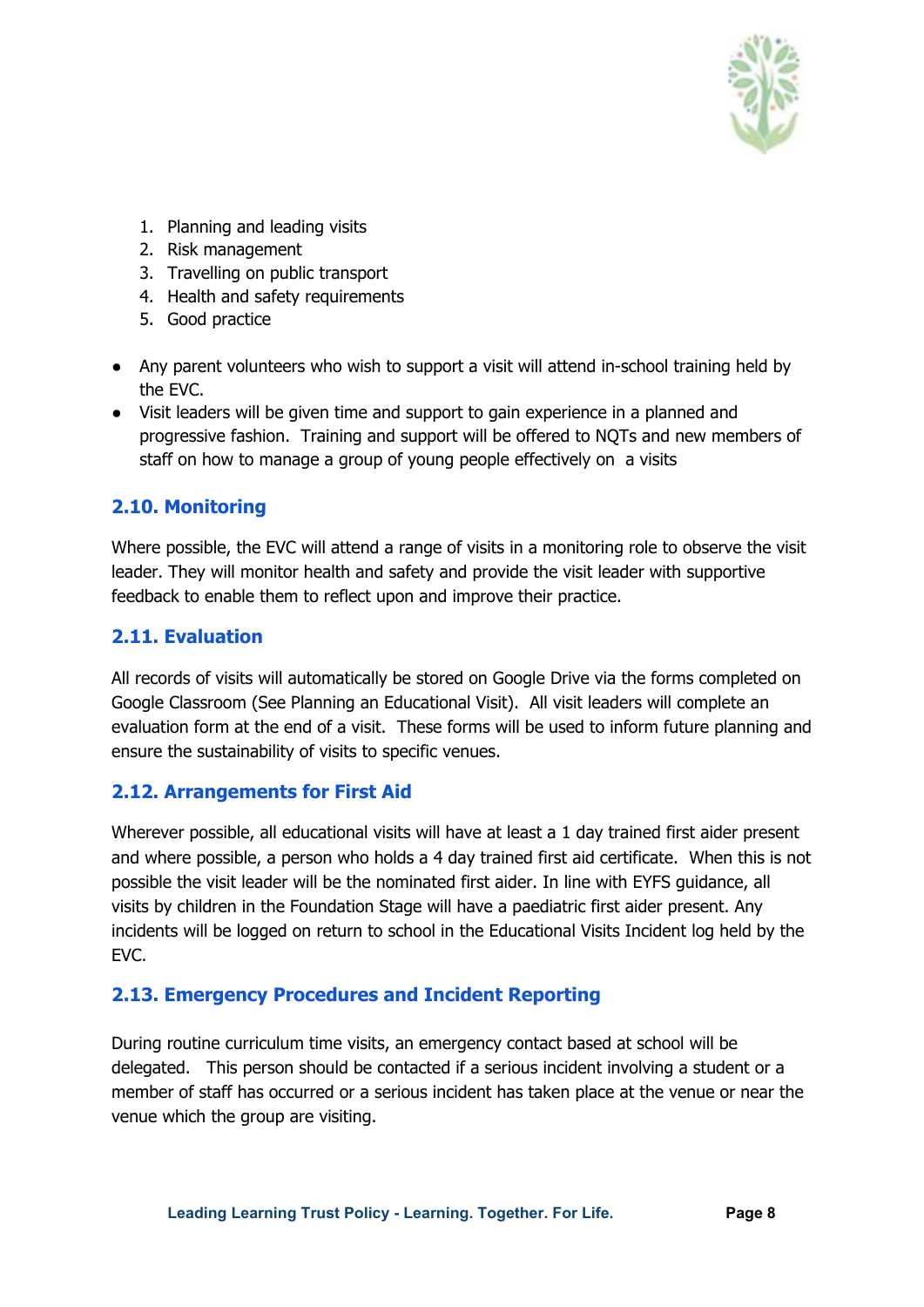1. Planning and leading visits
2. Risk management
3. Travelling on public transport
4. Health and safety requirements
5. Good practice

- Any parent volunteers who wish to support a visit will attend in-school training held by the EVC.
- Visit leaders will be given time and support to gain experience in a planned and progressive fashion. Training and support will be offered to NQTs and new members of staff on how to manage a group of young people effectively on a visits

## 2.10. Monitoring

Where possible, the EVC will attend a range of visits in a monitoring role to observe the visit leader. They will monitor health and safety and provide the visit leader with supportive feedback to enable them to reflect upon and improve their practice.

## 2.11. Evaluation

All records of visits will automatically be stored on Google Drive via the forms completed on Google Classroom (See Planning an Educational Visit). All visit leaders will complete an evaluation form at the end of a visit. These forms will be used to inform future planning and ensure the sustainability of visits to specific venues.

## 2.12. Arrangements for First Aid

Wherever possible, all educational visits will have at least a 1 day trained first aider present and where possible, a person who holds a 4 day trained first aid certificate. When this is not possible the visit leader will be the nominated first aider. In line with EYFS guidance, all visits by children in the Foundation Stage will have a paediatric first aider present. Any incidents will be logged on return to school in the Educational Visits Incident log held by the EVC.

## 2.13. Emergency Procedures and Incident Reporting

During routine curriculum time visits, an emergency contact based at school will be delegated. This person should be contacted if a serious incident involving a student or a member of staff has occurred or a serious incident has taken place at the venue or near the venue which the group are visiting.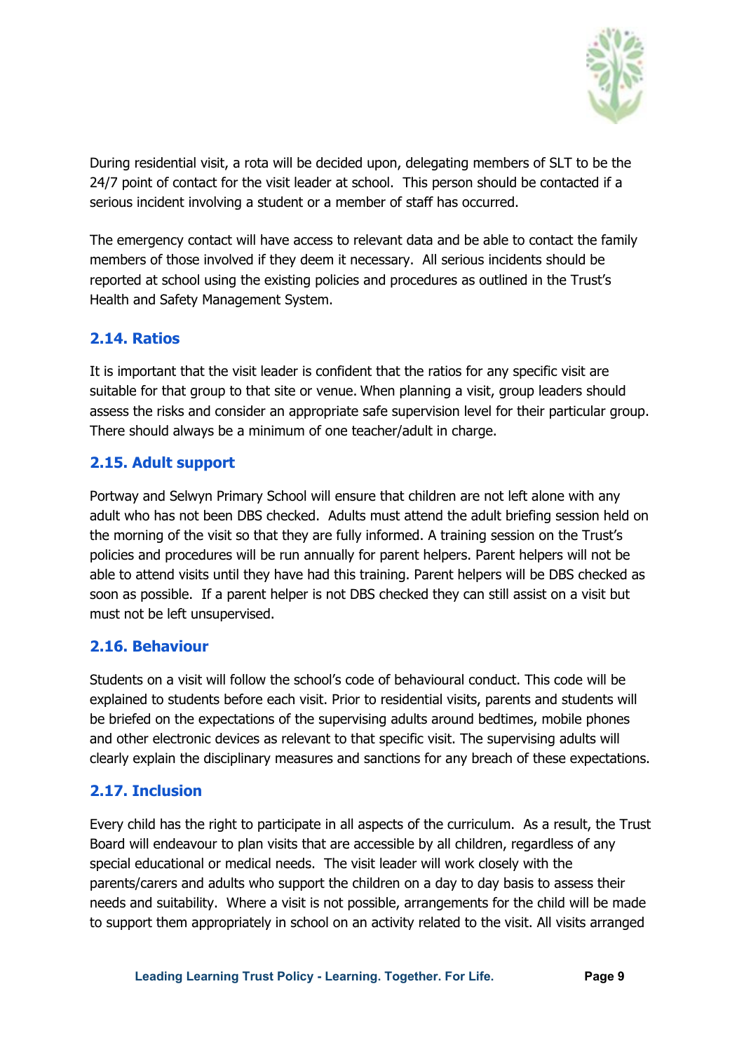During residential visit, a rota will be decided upon, delegating members of SLT to be the 24/7 point of contact for the visit leader at school. This person should be contacted if a serious incident involving a student or a member of staff has occurred.

The emergency contact will have access to relevant data and be able to contact the family members of those involved if they deem it necessary. All serious incidents should be reported at school using the existing policies and procedures as outlined in the Trust's Health and Safety Management System.

### 2.14. Ratios

It is important that the visit leader is confident that the ratios for any specific visit are suitable for that group to that site or venue. When planning a visit, group leaders should assess the risks and consider an appropriate safe supervision level for their particular group. There should always be a minimum of one teacher/adult in charge.

### 2.15. Adult support

Portway and Selwyn Primary School will ensure that children are not left alone with any adult who has not been DBS checked. Adults must attend the adult briefing session held on the morning of the visit so that they are fully informed. A training session on the Trust's policies and procedures will be run annually for parent helpers. Parent helpers will not be able to attend visits until they have had this training. Parent helpers will be DBS checked as soon as possible. If a parent helper is not DBS checked they can still assist on a visit but must not be left unsupervised.

### 2.16. Behaviour

Students on a visit will follow the school's code of behavioural conduct. This code will be explained to students before each visit. Prior to residential visits, parents and students will be briefed on the expectations of the supervising adults around bedtimes, mobile phones and other electronic devices as relevant to that specific visit. The supervising adults will clearly explain the disciplinary measures and sanctions for any breach of these expectations.

### 2.17. Inclusion

Every child has the right to participate in all aspects of the curriculum. As a result, the Trust Board will endeavour to plan visits that are accessible by all children, regardless of any special educational or medical needs. The visit leader will work closely with the parents/carers and adults who support the children on a day to day basis to assess their needs and suitability. Where a visit is not possible, arrangements for the child will be made to support them appropriately in school on an activity related to the visit. All visits arranged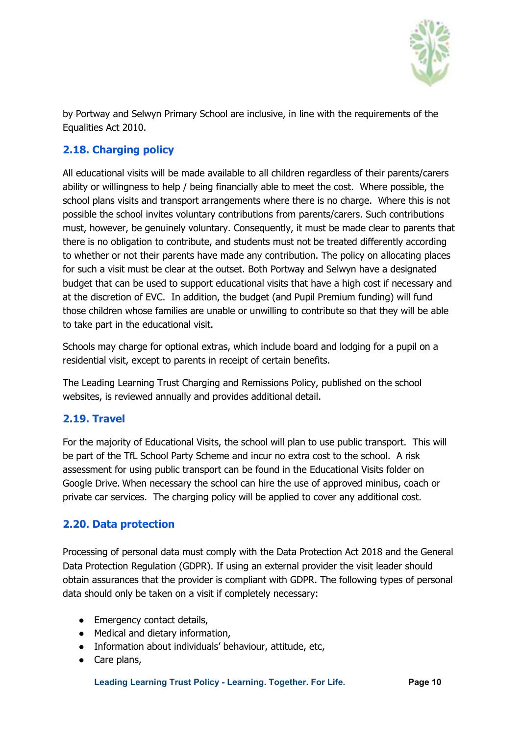by Portway and Selwyn Primary School are inclusive, in line with the requirements of the Equalities Act 2010.

## 2.18. Charging policy

All educational visits will be made available to all children regardless of their parents/carers ability or willingness to help / being financially able to meet the cost. Where possible, the school plans visits and transport arrangements where there is no charge. Where this is not possible the school invites voluntary contributions from parents/carers. Such contributions must, however, be genuinely voluntary. Consequently, it must be made clear to parents that there is no obligation to contribute, and students must not be treated differently according to whether or not their parents have made any contribution. The policy on allocating places for such a visit must be clear at the outset. Both Portway and Selwyn have a designated budget that can be used to support educational visits that have a high cost if necessary and at the discretion of EVC. In addition, the budget (and Pupil Premium funding) will fund those children whose families are unable or unwilling to contribute so that they will be able to take part in the educational visit.

Schools may charge for optional extras, which include board and lodging for a pupil on a residential visit, except to parents in receipt of certain benefits.

The Leading Learning Trust Charging and Remissions Policy, published on the school websites, is reviewed annually and provides additional detail.

## 2.19. Travel

For the majority of Educational Visits, the school will plan to use public transport. This will be part of the TfL School Party Scheme and incur no extra cost to the school. A risk assessment for using public transport can be found in the Educational Visits folder on Google Drive. When necessary the school can hire the use of approved minibus, coach or private car services. The charging policy will be applied to cover any additional cost.

## 2.20. Data protection

Processing of personal data must comply with the Data Protection Act 2018 and the General Data Protection Regulation (GDPR). If using an external provider the visit leader should obtain assurances that the provider is compliant with GDPR. The following types of personal data should only be taken on a visit if completely necessary:

- Emergency contact details,
- Medical and dietary information,
- Information about individuals' behaviour, attitude, etc,
- Care plans,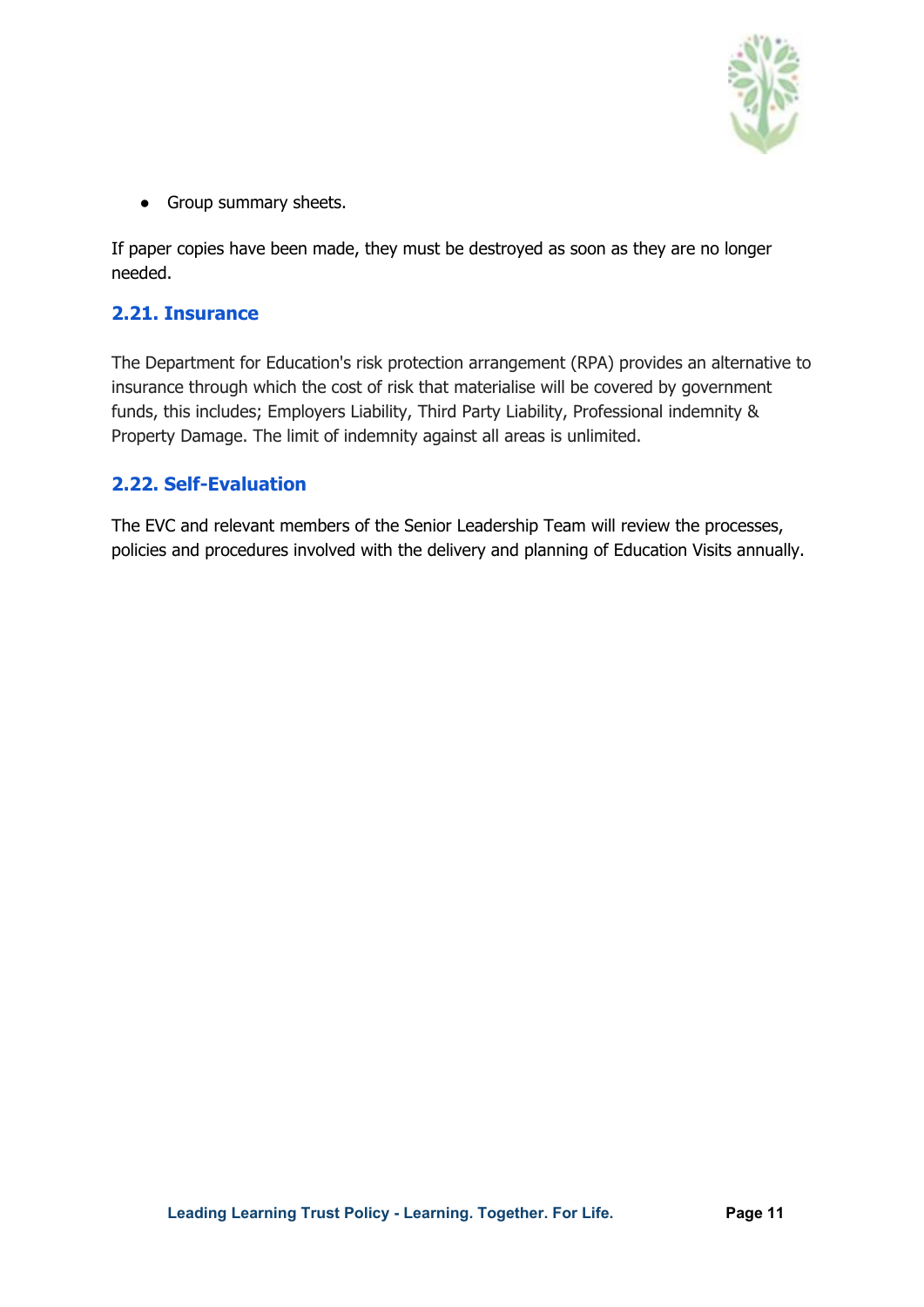- Group summary sheets.

If paper copies have been made, they must be destroyed as soon as they are no longer needed.

### 2.21. Insurance

The Department for Education's risk protection arrangement (RPA) provides an alternative to insurance through which the cost of risk that materialise will be covered by government funds, this includes; Employers Liability, Third Party Liability, Professional indemnity & Property Damage. The limit of indemnity against all areas is unlimited.

### 2.22. Self-Evaluation

The EVC and relevant members of the Senior Leadership Team will review the processes, policies and procedures involved with the delivery and planning of Education Visits annually.